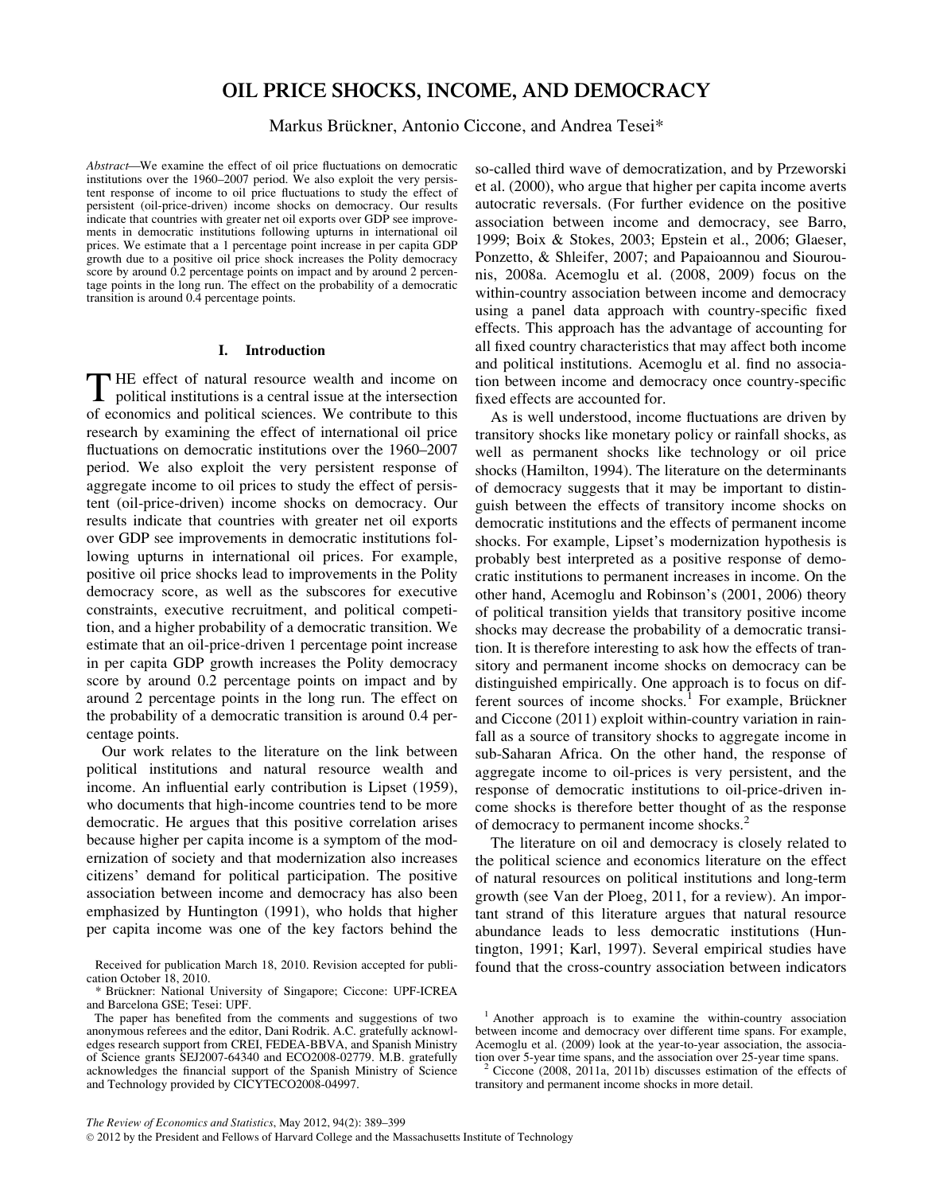# OIL PRICE SHOCKS, INCOME, AND DEMOCRACY

Markus Brückner, Antonio Ciccone, and Andrea Tesei*

*Abstract*—We examine the effect of oil price fluctuations on democratic institutions over the 1960–2007 period. We also exploit the very persistent response of income to oil price fluctuations to study the effect of persistent (oil-price-driven) income shocks on democracy. Our results indicate that countries with greater net oil exports over GDP see improvements in democratic institutions following upturns in international oil prices. We estimate that a 1 percentage point increase in per capita GDP growth due to a positive oil price shock increases the Polity democracy score by around 0.2 percentage points on impact and by around 2 percentage points in the long run. The effect on the probability of a democratic transition is around 0.4 percentage points.

## I. Introduction

THE effect of natural resource wealth and income on political institutions is a central issue at the intersection of economics and political sciences. We contribute to this research by examining the effect of international oil price fluctuations on democratic institutions over the 1960–2007 period. We also exploit the very persistent response of aggregate income to oil prices to study the effect of persistent (oil-price-driven) income shocks on democracy. Our results indicate that countries with greater net oil exports over GDP see improvements in democratic institutions following upturns in international oil prices. For example, positive oil price shocks lead to improvements in the Polity democracy score, as well as the subscores for executive constraints, executive recruitment, and political competition, and a higher probability of a democratic transition. We estimate that an oil-price-driven 1 percentage point increase in per capita GDP growth increases the Polity democracy score by around 0.2 percentage points on impact and by around 2 percentage points in the long run. The effect on the probability of a democratic transition is around 0.4 percentage points.

Our work relates to the literature on the link between political institutions and natural resource wealth and income. An influential early contribution is Lipset (1959), who documents that high-income countries tend to be more democratic. He argues that this positive correlation arises because higher per capita income is a symptom of the modernization of society and that modernization also increases citizens' demand for political participation. The positive association between income and democracy has also been emphasized by Huntington (1991), who holds that higher per capita income was one of the key factors behind the so-called third wave of democratization, and by Przeworski et al. (2000), who argue that higher per capita income averts autocratic reversals. (For further evidence on the positive association between income and democracy, see Barro, 1999; Boix & Stokes, 2003; Epstein et al., 2006; Glaeser, Ponzetto, & Shleifer, 2007; and Papaioannou and Siourounis, 2008a. Acemoglu et al. (2008, 2009) focus on the within-country association between income and democracy using a panel data approach with country-specific fixed effects. This approach has the advantage of accounting for all fixed country characteristics that may affect both income and political institutions. Acemoglu et al. find no association between income and democracy once country-specific fixed effects are accounted for.

As is well understood, income fluctuations are driven by transitory shocks like monetary policy or rainfall shocks, as well as permanent shocks like technology or oil price shocks (Hamilton, 1994). The literature on the determinants of democracy suggests that it may be important to distinguish between the effects of transitory income shocks on democratic institutions and the effects of permanent income shocks. For example, Lipset's modernization hypothesis is probably best interpreted as a positive response of democratic institutions to permanent increases in income. On the other hand, Acemoglu and Robinson's (2001, 2006) theory of political transition yields that transitory positive income shocks may decrease the probability of a democratic transition. It is therefore interesting to ask how the effects of transitory and permanent income shocks on democracy can be distinguished empirically. One approach is to focus on different sources of income shocks.[1] For example, Brückner and Ciccone (2011) exploit within-country variation in rainfall as a source of transitory shocks to aggregate income in sub-Saharan Africa. On the other hand, the response of aggregate income to oil-prices is very persistent, and the response of democratic institutions to oil-price-driven income shocks is therefore better thought of as the response of democracy to permanent income shocks.[2]

The literature on oil and democracy is closely related to the political science and economics literature on the effect of natural resources on political institutions and long-term growth (see Van der Ploeg, 2011, for a review). An important strand of this literature argues that natural resource abundance leads to less democratic institutions (Huntington, 1991; Karl, 1997). Several empirical studies have found that the cross-country association between indicators

Received for publication March 18, 2010. Revision accepted for publication October 18, 2010.

* Brückner: National University of Singapore; Ciccone: UPF-ICREA and Barcelona GSE; Tesei: UPF.

The paper has benefited from the comments and suggestions of two anonymous referees and the editor, Dani Rodrik. A.C. gratefully acknowledges research support from CREI, FEDEA-BBVA, and Spanish Ministry of Science grants SEJ2007-64340 and ECO2008-02779. M.B. gratefully acknowledges the financial support of the Spanish Ministry of Science and Technology provided by CICYTECO2008-04997.

[1] Another approach is to examine the within-country association between income and democracy over different time spans. For example, Acemoglu et al. (2009) look at the year-to-year association, the association over 5-year time spans, and the association over 25-year time spans.

[2] Ciccone (2008, 2011a, 2011b) discusses estimation of the effects of transitory and permanent income shocks in more detail.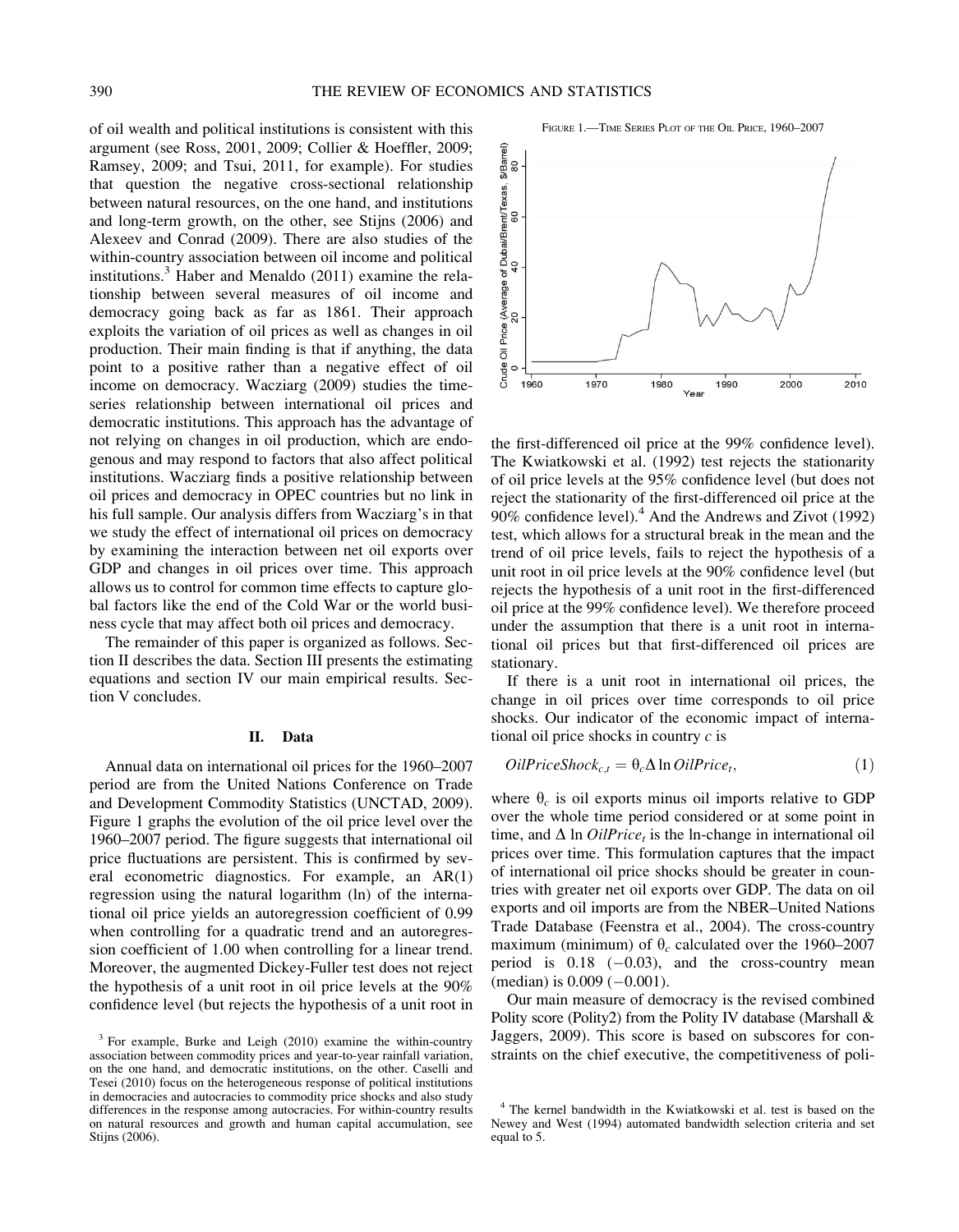of oil wealth and political institutions is consistent with this argument (see Ross, 2001, 2009; Collier & Hoeffler, 2009; Ramsey, 2009; and Tsui, 2011, for example). For studies that question the negative cross-sectional relationship between natural resources, on the one hand, and institutions and long-term growth, on the other, see Stijns (2006) and Alexeev and Conrad (2009). There are also studies of the within-country association between oil income and political institutions.[3] Haber and Menaldo (2011) examine the relationship between several measures of oil income and democracy going back as far as 1861. Their approach exploits the variation of oil prices as well as changes in oil production. Their main finding is that if anything, the data point to a positive rather than a negative effect of oil income on democracy. Wacziarg (2009) studies the time-series relationship between international oil prices and democratic institutions. This approach has the advantage of not relying on changes in oil production, which are endogenous and may respond to factors that also affect political institutions. Wacziarg finds a positive relationship between oil prices and democracy in OPEC countries but no link in his full sample. Our analysis differs from Wacziarg's in that we study the effect of international oil prices on democracy by examining the interaction between net oil exports over GDP and changes in oil prices over time. This approach allows us to control for common time effects to capture global factors like the end of the Cold War or the world business cycle that may affect both oil prices and democracy.

The remainder of this paper is organized as follows. Section II describes the data. Section III presents the estimating equations and section IV our main empirical results. Section V concludes.

## II. Data

Annual data on international oil prices for the 1960–2007 period are from the United Nations Conference on Trade and Development Commodity Statistics (UNCTAD, 2009). Figure 1 graphs the evolution of the oil price level over the 1960–2007 period. The figure suggests that international oil price fluctuations are persistent. This is confirmed by several econometric diagnostics. For example, an AR(1) regression using the natural logarithm (ln) of the international oil price yields an autoregression coefficient of 0.99 when controlling for a quadratic trend and an autoregression coefficient of 1.00 when controlling for a linear trend. Moreover, the augmented Dickey-Fuller test does not reject the hypothesis of a unit root in oil price levels at the 90% confidence level (but rejects the hypothesis of a unit root in the first-differenced oil price at the 99% confidence level). The Kwiatkowski et al. (1992) test rejects the stationarity of oil price levels at the 95% confidence level (but does not reject the stationarity of the first-differenced oil price at the 90% confidence level).[4] And the Andrews and Zivot (1992) test, which allows for a structural break in the mean and the trend of oil price levels, fails to reject the hypothesis of a unit root in oil price levels at the 90% confidence level (but rejects the hypothesis of a unit root in the first-differenced oil price at the 99% confidence level). We therefore proceed under the assumption that there is a unit root in international oil prices but that first-differenced oil prices are stationary.

FIGURE 1.—TIME SERIES PLOT OF THE OIL PRICE, 1960–2007

If there is a unit root in international oil prices, the change in oil prices over time corresponds to oil price shocks. Our indicator of the economic impact of international oil price shocks in country $c$ is

$$OilPriceShock_{c,t} = \theta_c \Delta \ln OilPrice_t, \tag{1}$$

where $\theta_c$ is oil exports minus oil imports relative to GDP over the whole time period considered or at some point in time, and $\Delta \ln OilPrice_t$ is the ln-change in international oil prices over time. This formulation captures that the impact of international oil price shocks should be greater in countries with greater net oil exports over GDP. The data on oil exports and oil imports are from the NBER–United Nations Trade Database (Feenstra et al., 2004). The cross-country maximum (minimum) of $\theta_c$ calculated over the 1960–2007 period is 0.18 (−0.03), and the cross-country mean (median) is 0.009 (−0.001).

Our main measure of democracy is the revised combined Polity score (Polity2) from the Polity IV database (Marshall & Jaggers, 2009). This score is based on subscores for constraints on the chief executive, the competitiveness of poli-

[3] For example, Burke and Leigh (2010) examine the within-country association between commodity prices and year-to-year rainfall variation, on the one hand, and democratic institutions, on the other. Caselli and Tesei (2010) focus on the heterogeneous response of political institutions in democracies and autocracies to commodity price shocks and also study differences in the response among autocracies. For within-country results on natural resources and growth and human capital accumulation, see Stijns (2006).

[4] The kernel bandwidth in the Kwiatkowski et al. test is based on the Newey and West (1994) automated bandwidth selection criteria and set equal to 5.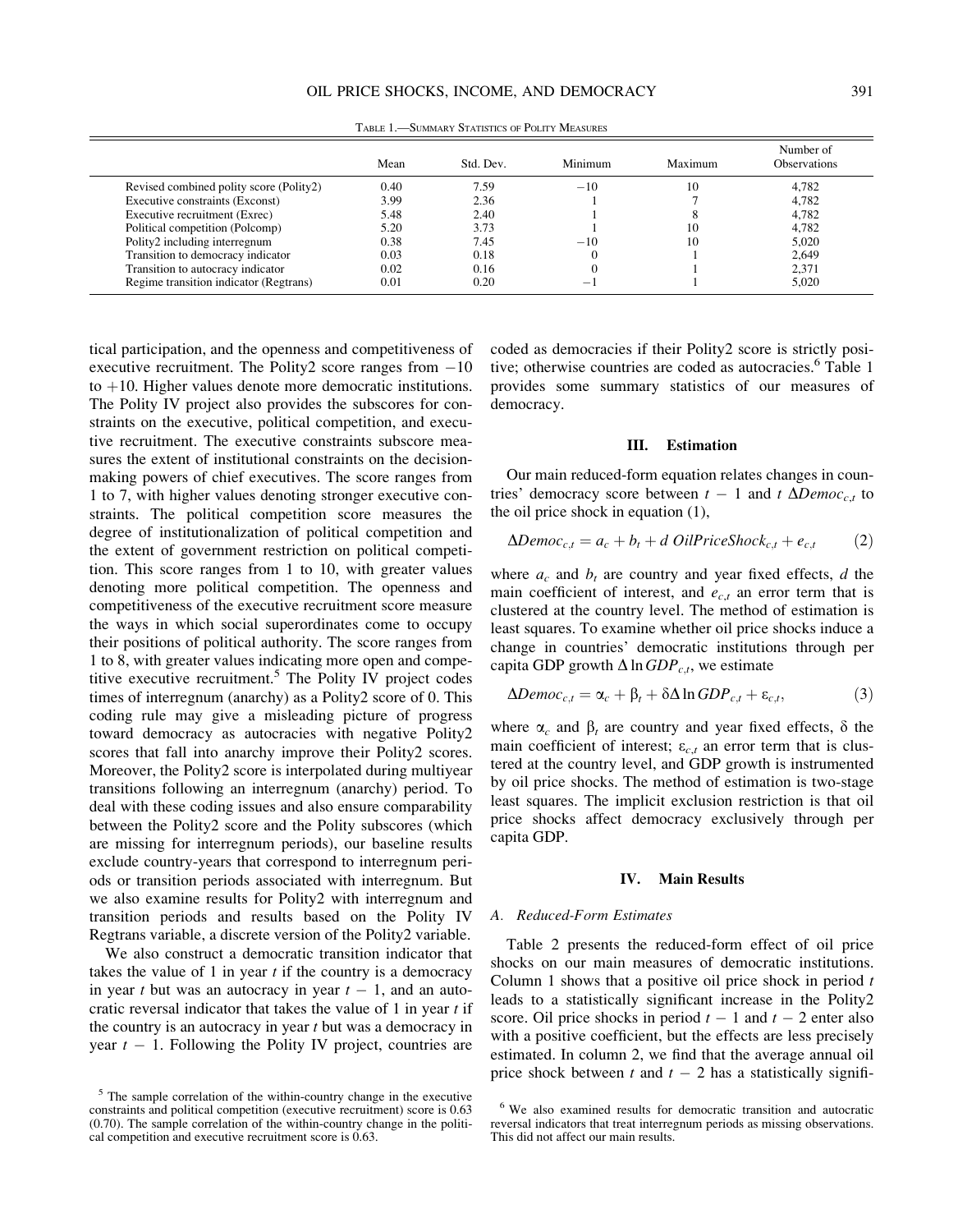Table 1.—Summary Statistics of Polity Measures

| | Mean | Std. Dev. | Minimum | Maximum | Number of Observations |
|---|---|---|---|---|---|
| Revised combined polity score (Polity2) | 0.40 | 7.59 | −10 | 10 | 4,782 |
| Executive constraints (Exconst) | 3.99 | 2.36 | 1 | 7 | 4,782 |
| Executive recruitment (Exrec) | 5.48 | 2.40 | 1 | 8 | 4,782 |
| Political competition (Polcomp) | 5.20 | 3.73 | 1 | 10 | 4,782 |
| Polity2 including interregnum | 0.38 | 7.45 | −10 | 10 | 5,020 |
| Transition to democracy indicator | 0.03 | 0.18 | 0 | 1 | 2,649 |
| Transition to autocracy indicator | 0.02 | 0.16 | 0 | 1 | 2,371 |
| Regime transition indicator (Regtrans) | 0.01 | 0.20 | −1 | 1 | 5,020 |

tical participation, and the openness and competitiveness of executive recruitment. The Polity2 score ranges from −10 to +10. Higher values denote more democratic institutions. The Polity IV project also provides the subscores for constraints on the executive, political competition, and executive recruitment. The executive constraints subscore measures the extent of institutional constraints on the decision-making powers of chief executives. The score ranges from 1 to 7, with higher values denoting stronger executive constraints. The political competition score measures the degree of institutionalization of political competition and the extent of government restriction on political competition. This score ranges from 1 to 10, with greater values denoting more political competition. The openness and competitiveness of the executive recruitment score measure the ways in which social superordinates come to occupy their positions of political authority. The score ranges from 1 to 8, with greater values indicating more open and competitive executive recruitment.[5] The Polity IV project codes times of interregnum (anarchy) as a Polity2 score of 0. This coding rule may give a misleading picture of progress toward democracy as autocracies with negative Polity2 scores that fall into anarchy improve their Polity2 scores. Moreover, the Polity2 score is interpolated during multiyear transitions following an interregnum (anarchy) period. To deal with these coding issues and also ensure comparability between the Polity2 score and the Polity subscores (which are missing for interregnum periods), our baseline results exclude country-years that correspond to interregnum periods or transition periods associated with interregnum. But we also examine results for Polity2 with interregnum and transition periods and results based on the Polity IV Regtrans variable, a discrete version of the Polity2 variable.

We also construct a democratic transition indicator that takes the value of 1 in year $t$ if the country is a democracy in year $t$ but was an autocracy in year $t - 1$, and an autocratic reversal indicator that takes the value of 1 in year $t$ if the country is an autocracy in year $t$ but was a democracy in year $t - 1$. Following the Polity IV project, countries are coded as democracies if their Polity2 score is strictly positive; otherwise countries are coded as autocracies.[6] Table 1 provides some summary statistics of our measures of democracy.

## III. Estimation

Our main reduced-form equation relates changes in countries' democracy score between $t - 1$ and $t$ $\Delta Democ_{c,t}$ to the oil price shock in equation (1),

$$\Delta Democ_{c,t} = a_c + b_t + d\ OilPriceShock_{c,t} + e_{c,t} \qquad (2)$$

where $a_c$ and $b_t$ are country and year fixed effects, $d$ the main coefficient of interest, and $e_{c,t}$ an error term that is clustered at the country level. The method of estimation is least squares. To examine whether oil price shocks induce a change in countries' democratic institutions through per capita GDP growth $\Delta \ln GDP_{c,t}$, we estimate

$$\Delta Democ_{c,t} = \alpha_c + \beta_t + \delta \Delta \ln GDP_{c,t} + \varepsilon_{c,t}, \qquad (3)$$

where $\alpha_c$ and $\beta_t$ are country and year fixed effects, $\delta$ the main coefficient of interest; $\varepsilon_{c,t}$ an error term that is clustered at the country level, and GDP growth is instrumented by oil price shocks. The method of estimation is two-stage least squares. The implicit exclusion restriction is that oil price shocks affect democracy exclusively through per capita GDP.

## IV. Main Results

### A. Reduced-Form Estimates

Table 2 presents the reduced-form effect of oil price shocks on our main measures of democratic institutions. Column 1 shows that a positive oil price shock in period $t$ leads to a statistically significant increase in the Polity2 score. Oil price shocks in period $t - 1$ and $t - 2$ enter also with a positive coefficient, but the effects are less precisely estimated. In column 2, we find that the average annual oil price shock between $t$ and $t - 2$ has a statistically signifi-

[5] The sample correlation of the within-country change in the executive constraints and political competition (executive recruitment) score is 0.63 (0.70). The sample correlation of the within-country change in the political competition and executive recruitment score is 0.63.

[6] We also examined results for democratic transition and autocratic reversal indicators that treat interregnum periods as missing observations. This did not affect our main results.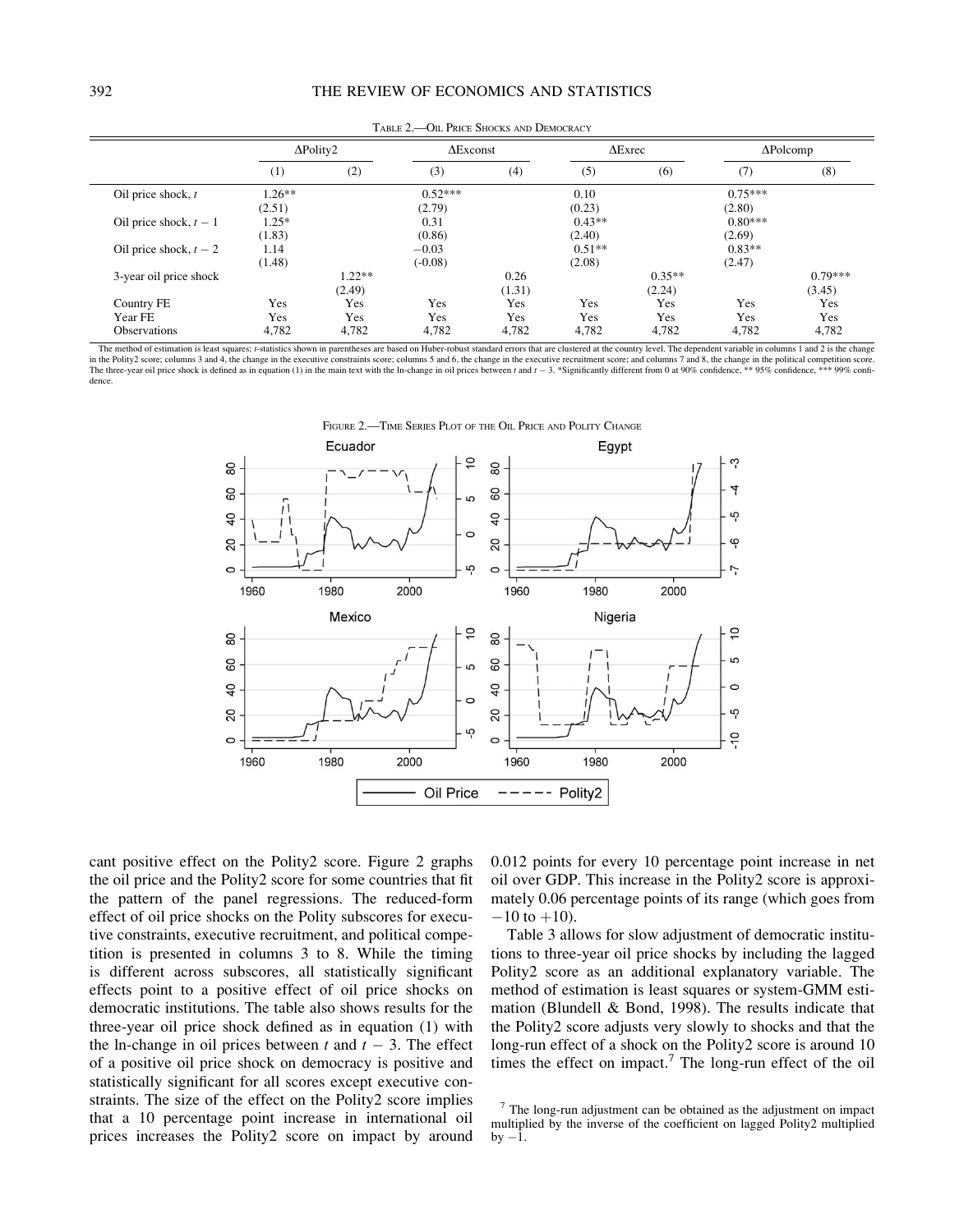TABLE 2.—OIL PRICE SHOCKS AND DEMOCRACY

| | ΔPolity2 | | ΔExconst | | ΔExrec | | ΔPolcomp | |
|---|---|---|---|---|---|---|---|---|
| | (1) | (2) | (3) | (4) | (5) | (6) | (7) | (8) |
| Oil price shock, $t$ | 1.26** | | 0.52*** | | 0.10 | | 0.75*** | |
| | (2.51) | | (2.79) | | (0.23) | | (2.80) | |
| Oil price shock, $t-1$ | 1.25* | | 0.31 | | 0.43** | | 0.80*** | |
| | (1.83) | | (0.86) | | (2.40) | | (2.69) | |
| Oil price shock, $t-2$ | 1.14 | | −0.03 | | 0.51** | | 0.83** | |
| | (1.48) | | (-0.08) | | (2.08) | | (2.47) | |
| 3-year oil price shock | | 1.22** | | 0.26 | | 0.35** | | 0.79*** |
| | | (2.49) | | (1.31) | | (2.24) | | (3.45) |
| Country FE | Yes | Yes | Yes | Yes | Yes | Yes | Yes | Yes |
| Year FE | Yes | Yes | Yes | Yes | Yes | Yes | Yes | Yes |
| Observations | 4,782 | 4,782 | 4,782 | 4,782 | 4,782 | 4,782 | 4,782 | 4,782 |

The method of estimation is least squares; *t*-statistics shown in parentheses are based on Huber-robust standard errors that are clustered at the country level. The dependent variable in columns 1 and 2 is the change in the Polity2 score; columns 3 and 4, the change in the executive constraints score; columns 5 and 6, the change in the executive recruitment score; and columns 7 and 8, the change in the political competition score. The three-year oil price shock is defined as in equation (1) in the main text with the ln-change in oil prices between $t$ and $t-3$. *Significantly different from 0 at 90% confidence, ** 95% confidence, *** 99% confidence.

FIGURE 2.—TIME SERIES PLOT OF THE OIL PRICE AND POLITY CHANGE

cant positive effect on the Polity2 score. Figure 2 graphs the oil price and the Polity2 score for some countries that fit the pattern of the panel regressions. The reduced-form effect of oil price shocks on the Polity subscores for executive constraints, executive recruitment, and political competition is presented in columns 3 to 8. While the timing is different across subscores, all statistically significant effects point to a positive effect of oil price shocks on democratic institutions. The table also shows results for the three-year oil price shock defined as in equation (1) with the ln-change in oil prices between $t$ and $t-3$. The effect of a positive oil price shock on democracy is positive and statistically significant for all scores except executive constraints. The size of the effect on the Polity2 score implies that a 10 percentage point increase in international oil prices increases the Polity2 score on impact by around 0.012 points for every 10 percentage point increase in net oil over GDP. This increase in the Polity2 score is approximately 0.06 percentage points of its range (which goes from −10 to +10).

Table 3 allows for slow adjustment of democratic institutions to three-year oil price shocks by including the lagged Polity2 score as an additional explanatory variable. The method of estimation is least squares or system-GMM estimation (Blundell & Bond, 1998). The results indicate that the Polity2 score adjusts very slowly to shocks and that the long-run effect of a shock on the Polity2 score is around 10 times the effect on impact.[7] The long-run effect of the oil

[7] The long-run adjustment can be obtained as the adjustment on impact multiplied by the inverse of the coefficient on lagged Polity2 multiplied by −1.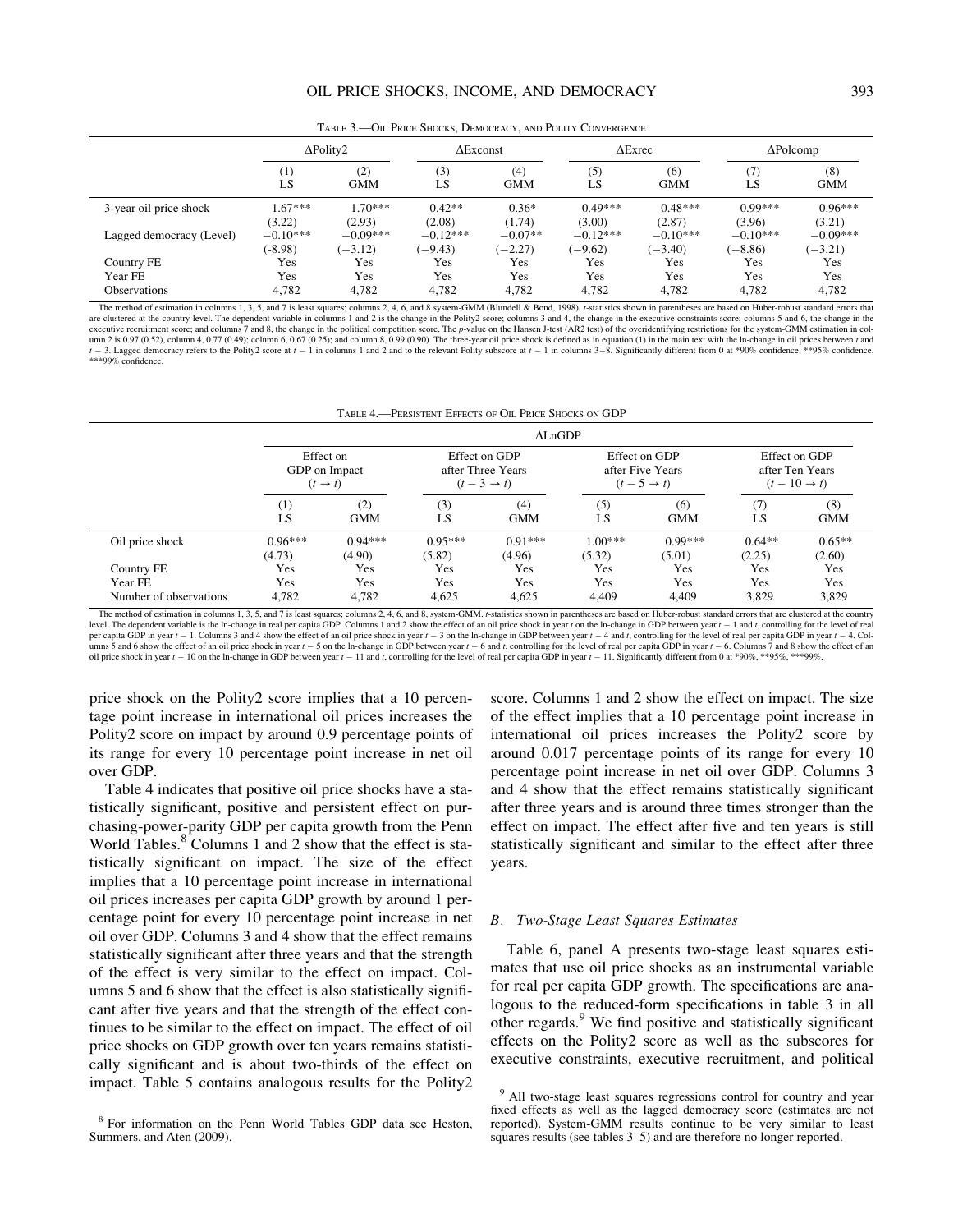Table 3.—Oil Price Shocks, Democracy, and Polity Convergence

| | ΔPolity2 | | ΔExconst | | ΔExrec | | ΔPolcomp | |
|---|---|---|---|---|---|---|---|---|
| | (1) LS | (2) GMM | (3) LS | (4) GMM | (5) LS | (6) GMM | (7) LS | (8) GMM |
| 3-year oil price shock | 1.67*** | 1.70*** | 0.42** | 0.36* | 0.49*** | 0.48*** | 0.99*** | 0.96*** |
| | (3.22) | (2.93) | (2.08) | (1.74) | (3.00) | (2.87) | (3.96) | (3.21) |
| Lagged democracy (Level) | −0.10*** | −0.09*** | −0.12*** | −0.07** | −0.12*** | −0.10*** | −0.10*** | −0.09*** |
| | (-8.98) | (−3.12) | (−9.43) | (−2.27) | (−9.62) | (−3.40) | (−8.86) | (−3.21) |
| Country FE | Yes | Yes | Yes | Yes | Yes | Yes | Yes | Yes |
| Year FE | Yes | Yes | Yes | Yes | Yes | Yes | Yes | Yes |
| Observations | 4,782 | 4,782 | 4,782 | 4,782 | 4,782 | 4,782 | 4,782 | 4,782 |

The method of estimation in columns 1, 3, 5, and 7 is least squares; columns 2, 4, 6, and 8 system-GMM (Blundell & Bond, 1998). $t$-statistics shown in parentheses are based on Huber-robust standard errors that are clustered at the country level. The dependent variable in columns 1 and 2 is the change in the Polity2 score; columns 3 and 4, the change in the executive constraints score; columns 5 and 6, the change in the executive recruitment score; and columns 7 and 8, the change in the political competition score. The $p$-value on the Hansen J-test (AR2 test) of the overidentifying restrictions for the system-GMM estimation in column 2 is 0.97 (0.52), column 4, 0.77 (0.49); column 6, 0.67 (0.25); and column 8, 0.99 (0.90). The three-year oil price shock is defined as in equation (1) in the main text with the ln-change in oil prices between $t$ and $t-3$. Lagged democracy refers to the Polity2 score at $t-1$ in columns 1 and 2 and to the relevant Polity subscore at $t-1$ in columns 3–8. Significantly different from 0 at *90% confidence, **95% confidence, ***99% confidence.

Table 4.—Persistent Effects of Oil Price Shocks on GDP

| | ΔLnGDP | | | | | | | |
|---|---|---|---|---|---|---|---|---|
| | Effect on GDP on Impact $(t \rightarrow t)$ | | Effect on GDP after Three Years $(t-3 \rightarrow t)$ | | Effect on GDP after Five Years $(t-5 \rightarrow t)$ | | Effect on GDP after Ten Years $(t-10 \rightarrow t)$ | |
| | (1) LS | (2) GMM | (3) LS | (4) GMM | (5) LS | (6) GMM | (7) LS | (8) GMM |
| Oil price shock | 0.96*** | 0.94*** | 0.95*** | 0.91*** | 1.00*** | 0.99*** | 0.64** | 0.65** |
| | (4.73) | (4.90) | (5.82) | (4.96) | (5.32) | (5.01) | (2.25) | (2.60) |
| Country FE | Yes | Yes | Yes | Yes | Yes | Yes | Yes | Yes |
| Year FE | Yes | Yes | Yes | Yes | Yes | Yes | Yes | Yes |
| Number of observations | 4,782 | 4,782 | 4,625 | 4,625 | 4,409 | 4,409 | 3,829 | 3,829 |

The method of estimation in columns 1, 3, 5, and 7 is least squares; columns 2, 4, 6, and 8, system-GMM. $t$-statistics shown in parentheses are based on Huber-robust standard errors that are clustered at the country level. The dependent variable is the ln-change in real per capita GDP. Columns 1 and 2 show the effect of an oil price shock in year $t$ on the ln-change in GDP between year $t-1$ and $t$, controlling for the level of real per capita GDP in year $t-1$. Columns 3 and 4 show the effect of an oil price shock in year $t-3$ on the ln-change in GDP between year $t-4$ and $t$, controlling for the level of real per capita GDP in year $t-4$. Columns 5 and 6 show the effect of an oil price shock in year $t-5$ on the ln-change in GDP between year $t-6$ and $t$, controlling for the level of real per capita GDP in year $t-6$. Columns 7 and 8 show the effect of an oil price shock in year $t-10$ on the ln-change in GDP between year $t-11$ and $t$, controlling for the level of real per capita GDP in year $t-11$. Significantly different from 0 at *90%, **95%, ***99%.

price shock on the Polity2 score implies that a 10 percentage point increase in international oil prices increases the Polity2 score on impact by around 0.9 percentage points of its range for every 10 percentage point increase in net oil over GDP.

Table 4 indicates that positive oil price shocks have a statistically significant, positive and persistent effect on purchasing-power-parity GDP per capita growth from the Penn World Tables.[8] Columns 1 and 2 show that the effect is statistically significant on impact. The size of the effect implies that a 10 percentage point increase in international oil prices increases per capita GDP growth by around 1 percentage point for every 10 percentage point increase in net oil over GDP. Columns 3 and 4 show that the effect remains statistically significant after three years and that the strength of the effect is very similar to the effect on impact. Columns 5 and 6 show that the effect is also statistically significant after five years and that the strength of the effect continues to be similar to the effect on impact. The effect of oil price shocks on GDP growth over ten years remains statistically significant and is about two-thirds of the effect on impact. Table 5 contains analogous results for the Polity2 score. Columns 1 and 2 show the effect on impact. The size of the effect implies that a 10 percentage point increase in international oil prices increases the Polity2 score by around 0.017 percentage points of its range for every 10 percentage point increase in net oil over GDP. Columns 3 and 4 show that the effect remains statistically significant after three years and is around three times stronger than the effect on impact. The effect after five and ten years is still statistically significant and similar to the effect after three years.

### B. Two-Stage Least Squares Estimates

Table 6, panel A presents two-stage least squares estimates that use oil price shocks as an instrumental variable for real per capita GDP growth. The specifications are analogous to the reduced-form specifications in table 3 in all other regards.[9] We find positive and statistically significant effects on the Polity2 score as well as the subscores for executive constraints, executive recruitment, and political

[8] For information on the Penn World Tables GDP data see Heston, Summers, and Aten (2009).

[9] All two-stage least squares regressions control for country and year fixed effects as well as the lagged democracy score (estimates are not reported). System-GMM results continue to be very similar to least squares results (see tables 3–5) and are therefore no longer reported.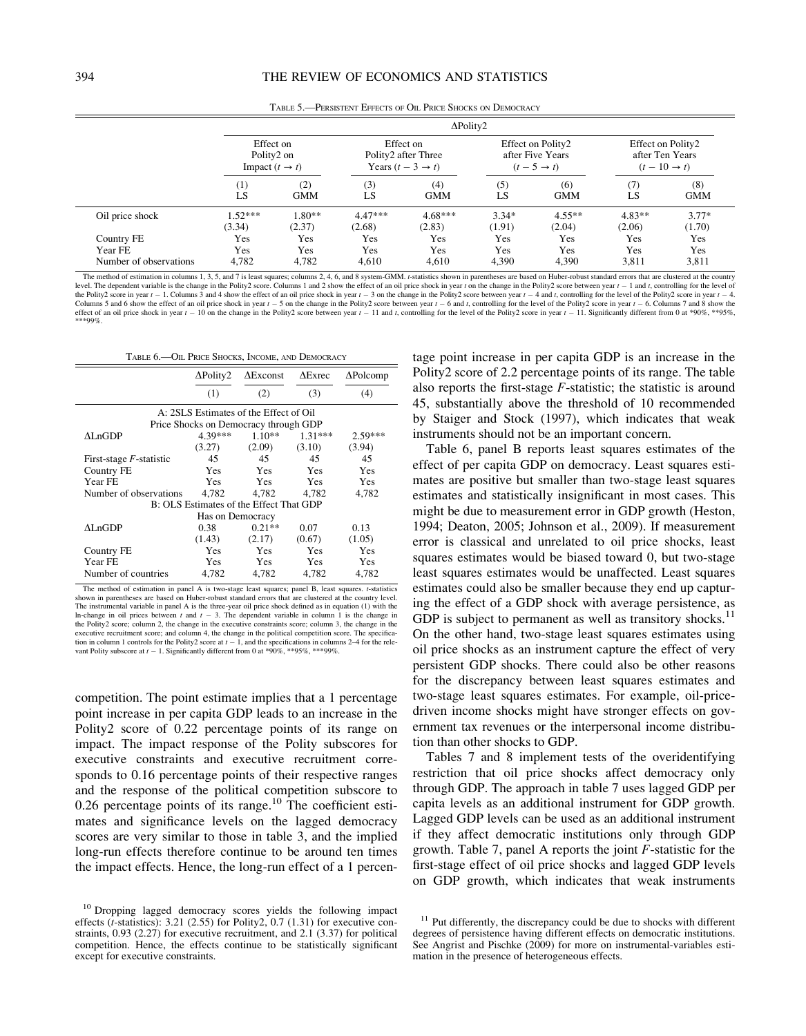TABLE 5.—PERSISTENT EFFECTS OF OIL PRICE SHOCKS ON DEMOCRACY

| | ΔPolity2 | | | | | | | |
|---|---|---|---|---|---|---|---|---|
| | Effect on Polity2 on Impact ($t \rightarrow t$) | | Effect on Polity2 after Three Years ($t-3 \rightarrow t$) | | Effect on Polity2 after Five Years ($t-5 \rightarrow t$) | | Effect on Polity2 after Ten Years ($t-10 \rightarrow t$) | |
| | (1) LS | (2) GMM | (3) LS | (4) GMM | (5) LS | (6) GMM | (7) LS | (8) GMM |
| Oil price shock | 1.52*** | 1.80** | 4.47*** | 4.68*** | 3.34* | 4.55** | 4.83** | 3.77* |
| | (3.34) | (2.37) | (2.68) | (2.83) | (1.91) | (2.04) | (2.06) | (1.70) |
| Country FE | Yes | Yes | Yes | Yes | Yes | Yes | Yes | Yes |
| Year FE | Yes | Yes | Yes | Yes | Yes | Yes | Yes | Yes |
| Number of observations | 4,782 | 4,782 | 4,610 | 4,610 | 4,390 | 4,390 | 3,811 | 3,811 |

The method of estimation in columns 1, 3, 5, and 7 is least squares; columns 2, 4, 6, and 8 system-GMM. *t*-statistics shown in parentheses are based on Huber-robust standard errors that are clustered at the country level. The dependent variable is the change in the Polity2 score. Columns 1 and 2 show the effect of an oil price shock in year $t$ on the change in the Polity2 score between year $t-1$ and $t$, controlling for the level of the Polity2 score in year $t-1$. Columns 3 and 4 show the effect of an oil price shock in year $t-3$ on the change in the Polity2 score between year $t-4$ and $t$, controlling for the level of the Polity2 score in year $t-4$. Columns 5 and 6 show the effect of an oil price shock in year $t-5$ on the change in the Polity2 score between year $t-6$ and $t$, controlling for the level of the Polity2 score in year $t-6$. Columns 7 and 8 show the effect of an oil price shock in year $t-10$ on the change in the Polity2 score between year $t-11$ and $t$, controlling for the level of the Polity2 score in year $t-11$. Significantly different from 0 at *90%, **95%, ***99%.

TABLE 6.—OIL PRICE SHOCKS, INCOME, AND DEMOCRACY

| | ΔPolity2 | ΔExconst | ΔExrec | ΔPolcomp |
|---|---|---|---|---|
| | (1) | (2) | (3) | (4) |
| A: 2SLS Estimates of the Effect of Oil Price Shocks on Democracy through GDP | | | | |
| ΔLnGDP | 4.39*** | 1.10** | 1.31*** | 2.59*** |
| | (3.27) | (2.09) | (3.10) | (3.94) |
| First-stage $F$-statistic | 45 | 45 | 45 | 45 |
| Country FE | Yes | Yes | Yes | Yes |
| Year FE | Yes | Yes | Yes | Yes |
| Number of observations | 4,782 | 4,782 | 4,782 | 4,782 |
| B: OLS Estimates of the Effect That GDP Has on Democracy | | | | |
| ΔLnGDP | 0.38 | 0.21** | 0.07 | 0.13 |
| | (1.43) | (2.17) | (0.67) | (1.05) |
| Country FE | Yes | Yes | Yes | Yes |
| Year FE | Yes | Yes | Yes | Yes |
| Number of countries | 4,782 | 4,782 | 4,782 | 4,782 |

The method of estimation in panel A is two-stage least squares; panel B, least squares. *t*-statistics shown in parentheses are based on Huber-robust standard errors that are clustered at the country level. The instrumental variable in panel A is the three-year oil price shock defined as in equation (1) with the ln-change in oil prices between $t$ and $t-3$. The dependent variable in column 1 is the change in the Polity2 score; column 2, the change in the executive constraints score; column 3, the change in the executive recruitment score; and column 4, the change in the political competition score. The specification in column 1 controls for the Polity2 score at $t-1$, and the specifications in columns 2–4 for the relevant Polity subscore at $t-1$. Significantly different from 0 at *90%, **95%, ***99%.

competition. The point estimate implies that a 1 percentage point increase in per capita GDP leads to an increase in the Polity2 score of 0.22 percentage points of its range on impact. The impact response of the Polity subscores for executive constraints and executive recruitment corresponds to 0.16 percentage points of their respective ranges and the response of the political competition subscore to 0.26 percentage points of its range.[10] The coefficient estimates and significance levels on the lagged democracy scores are very similar to those in table 3, and the implied long-run effects therefore continue to be around ten times the impact effects. Hence, the long-run effect of a 1 percentage point increase in per capita GDP is an increase in the Polity2 score of 2.2 percentage points of its range. The table also reports the first-stage $F$-statistic; the statistic is around 45, substantially above the threshold of 10 recommended by Staiger and Stock (1997), which indicates that weak instruments should not be an important concern.

Table 6, panel B reports least squares estimates of the effect of per capita GDP on democracy. Least squares estimates are positive but smaller than two-stage least squares estimates and statistically insignificant in most cases. This might be due to measurement error in GDP growth (Heston, 1994; Deaton, 2005; Johnson et al., 2009). If measurement error is classical and unrelated to oil price shocks, least squares estimates would be biased toward 0, but two-stage least squares estimates would be unaffected. Least squares estimates could also be smaller because they end up capturing the effect of a GDP shock with average persistence, as GDP is subject to permanent as well as transitory shocks.[11] On the other hand, two-stage least squares estimates using oil price shocks as an instrument capture the effect of very persistent GDP shocks. There could also be other reasons for the discrepancy between least squares estimates and two-stage least squares estimates. For example, oil-price-driven income shocks might have stronger effects on government tax revenues or the interpersonal income distribution than other shocks to GDP.

Tables 7 and 8 implement tests of the overidentifying restriction that oil price shocks affect democracy only through GDP. The approach in table 7 uses lagged GDP per capita levels as an additional instrument for GDP growth. Lagged GDP levels can be used as an additional instrument if they affect democratic institutions only through GDP growth. Table 7, panel A reports the joint $F$-statistic for the first-stage effect of oil price shocks and lagged GDP levels on GDP growth, which indicates that weak instruments

[10] Dropping lagged democracy scores yields the following impact effects ($t$-statistics): 3.21 (2.55) for Polity2, 0.7 (1.31) for executive constraints, 0.93 (2.27) for executive recruitment, and 2.1 (3.37) for political competition. Hence, the effects continue to be statistically significant except for executive constraints.

[11] Put differently, the discrepancy could be due to shocks with different degrees of persistence having different effects on democratic institutions. See Angrist and Pischke (2009) for more on instrumental-variables estimation in the presence of heterogeneous effects.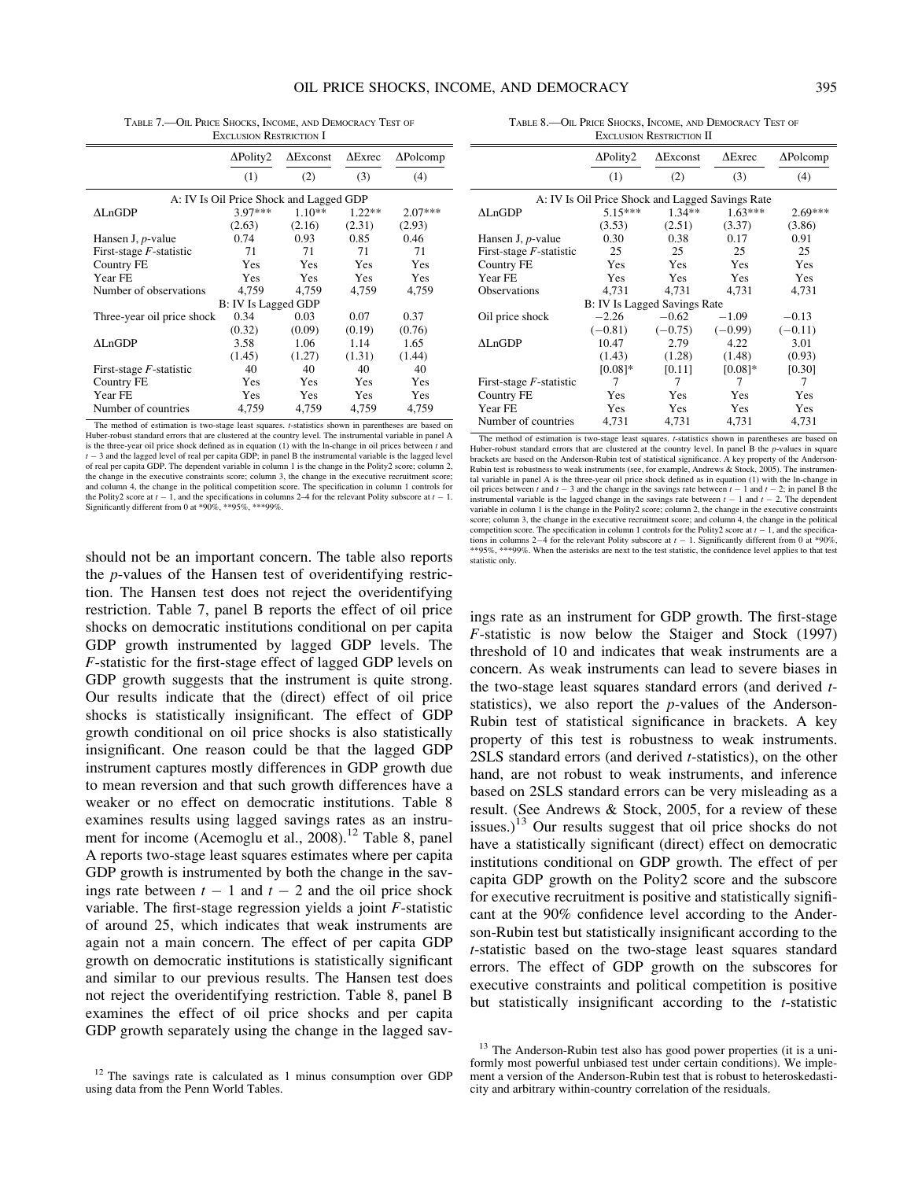Table 7.—Oil Price Shocks, Income, and Democracy Test of Exclusion Restriction I

| | ΔPolity2 | ΔExconst | ΔExrec | ΔPolcomp |
|---|---|---|---|---|
| | (1) | (2) | (3) | (4) |
| A: IV Is Oil Price Shock and Lagged GDP | | | | |
| ΔLnGDP | 3.97*** | 1.10** | 1.22** | 2.07*** |
| | (2.63) | (2.16) | (2.31) | (2.93) |
| Hansen J, *p*-value | 0.74 | 0.93 | 0.85 | 0.46 |
| First-stage *F*-statistic | 71 | 71 | 71 | 71 |
| Country FE | Yes | Yes | Yes | Yes |
| Year FE | Yes | Yes | Yes | Yes |
| Number of observations | 4,759 | 4,759 | 4,759 | 4,759 |
| B: IV Is Lagged GDP | | | | |
| Three-year oil price shock | 0.34 | 0.03 | 0.07 | 0.37 |
| | (0.32) | (0.09) | (0.19) | (0.76) |
| ΔLnGDP | 3.58 | 1.06 | 1.14 | 1.65 |
| | (1.45) | (1.27) | (1.31) | (1.44) |
| First-stage *F*-statistic | 40 | 40 | 40 | 40 |
| Country FE | Yes | Yes | Yes | Yes |
| Year FE | Yes | Yes | Yes | Yes |
| Number of countries | 4,759 | 4,759 | 4,759 | 4,759 |

The method of estimation is two-stage least squares. *t*-statistics shown in parentheses are based on Huber-robust standard errors that are clustered at the country level. The instrumental variable in panel A is the three-year oil price shock defined as in equation (1) with the ln-change in oil prices between $t$ and $t-3$ and the lagged level of real per capita GDP; in panel B the instrumental variable is the lagged level of real per capita GDP. The dependent variable in column 1 is the change in the Polity2 score; column 2, the change in the executive constraints score; column 3, the change in the executive recruitment score; and column 4, the change in the political competition score. The specification in column 1 controls for the Polity2 score at $t-1$, and the specifications in columns 2–4 for the relevant Polity subscore at $t-1$. Significantly different from 0 at *90%, **95%, ***99%.

Table 8.—Oil Price Shocks, Income, and Democracy Test of Exclusion Restriction II

| | ΔPolity2 | ΔExconst | ΔExrec | ΔPolcomp |
|---|---|---|---|---|
| | (1) | (2) | (3) | (4) |
| A: IV Is Oil Price Shock and Lagged Savings Rate | | | | |
| ΔLnGDP | 5.15*** | 1.34** | 1.63*** | 2.69*** |
| | (3.53) | (2.51) | (3.37) | (3.86) |
| Hansen J, *p*-value | 0.30 | 0.38 | 0.17 | 0.91 |
| First-stage *F*-statistic | 25 | 25 | 25 | 25 |
| Country FE | Yes | Yes | Yes | Yes |
| Year FE | Yes | Yes | Yes | Yes |
| Observations | 4,731 | 4,731 | 4,731 | 4,731 |
| B: IV Is Lagged Savings Rate | | | | |
| Oil price shock | −2.26 | −0.62 | −1.09 | −0.13 |
| | (−0.81) | (−0.75) | (−0.99) | (−0.11) |
| ΔLnGDP | 10.47 | 2.79 | 4.22 | 3.01 |
| | (1.43) | (1.28) | (1.48) | (0.93) |
| | [0.08]* | [0.11] | [0.08]* | [0.30] |
| First-stage *F*-statistic | 7 | 7 | 7 | 7 |
| Country FE | Yes | Yes | Yes | Yes |
| Year FE | Yes | Yes | Yes | Yes |
| Number of countries | 4,731 | 4,731 | 4,731 | 4,731 |

The method of estimation is two-stage least squares. *t*-statistics shown in parentheses are based on Huber-robust standard errors that are clustered at the country level. In panel B the *p*-values in square brackets are based on the Anderson-Rubin test of statistical significance. A key property of the Anderson-Rubin test is robustness to weak instruments (see, for example, Andrews & Stock, 2005). The instrumental variable in panel A is the three-year oil price shock defined as in equation (1) with the ln-change in oil prices between $t$ and $t-3$ and the change in the savings rate between $t-1$ and $t-2$; in panel B the instrumental variable is the lagged change in the savings rate between $t-1$ and $t-2$. The dependent variable in column 1 is the change in the Polity2 score; column 2, the change in the executive constraints score; column 3, the change in the executive recruitment score; and column 4, the change in the political competition score. The specification in column 1 controls for the Polity2 score at $t-1$, and the specifications in columns 2–4 for the relevant Polity subscore at $t-1$. Significantly different from 0 at *90%, **95%, ***99%. When the asterisks are next to the test statistic, the confidence level applies to that test statistic only.

should not be an important concern. The table also reports the *p*-values of the Hansen test of overidentifying restriction. The Hansen test does not reject the overidentifying restriction. Table 7, panel B reports the effect of oil price shocks on democratic institutions conditional on per capita GDP growth instrumented by lagged GDP levels. The *F*-statistic for the first-stage effect of lagged GDP levels on GDP growth suggests that the instrument is quite strong. Our results indicate that the (direct) effect of oil price shocks is statistically insignificant. The effect of GDP growth conditional on oil price shocks is also statistically insignificant. One reason could be that the lagged GDP instrument captures mostly differences in GDP growth due to mean reversion and that such growth differences have a weaker or no effect on democratic institutions. Table 8 examines results using lagged savings rates as an instrument for income (Acemoglu et al., 2008).[12] Table 8, panel A reports two-stage least squares estimates where per capita GDP growth is instrumented by both the change in the savings rate between $t-1$ and $t-2$ and the oil price shock variable. The first-stage regression yields a joint *F*-statistic of around 25, which indicates that weak instruments are again not a main concern. The effect of per capita GDP growth on democratic institutions is statistically significant and similar to our previous results. The Hansen test does not reject the overidentifying restriction. Table 8, panel B examines the effect of oil price shocks and per capita GDP growth separately using the change in the lagged savings rate as an instrument for GDP growth. The first-stage *F*-statistic is now below the Staiger and Stock (1997) threshold of 10 and indicates that weak instruments are a concern. As weak instruments can lead to severe biases in the two-stage least squares standard errors (and derived *t*-statistics), we also report the *p*-values of the Anderson-Rubin test of statistical significance in brackets. A key property of this test is robustness to weak instruments. 2SLS standard errors (and derived *t*-statistics), on the other hand, are not robust to weak instruments, and inference based on 2SLS standard errors can be very misleading as a result. (See Andrews & Stock, 2005, for a review of these issues.)[13] Our results suggest that oil price shocks do not have a statistically significant (direct) effect on democratic institutions conditional on GDP growth. The effect of per capita GDP growth on the Polity2 score and the subscore for executive recruitment is positive and statistically significant at the 90% confidence level according to the Anderson-Rubin test but statistically insignificant according to the *t*-statistic based on the two-stage least squares standard errors. The effect of GDP growth on the subscores for executive constraints and political competition is positive but statistically insignificant according to the *t*-statistic

[12] The savings rate is calculated as 1 minus consumption over GDP using data from the Penn World Tables.

[13] The Anderson-Rubin test also has good power properties (it is a uniformly most powerful unbiased test under certain conditions). We implement a version of the Anderson-Rubin test that is robust to heteroskedasticity and arbitrary within-country correlation of the residuals.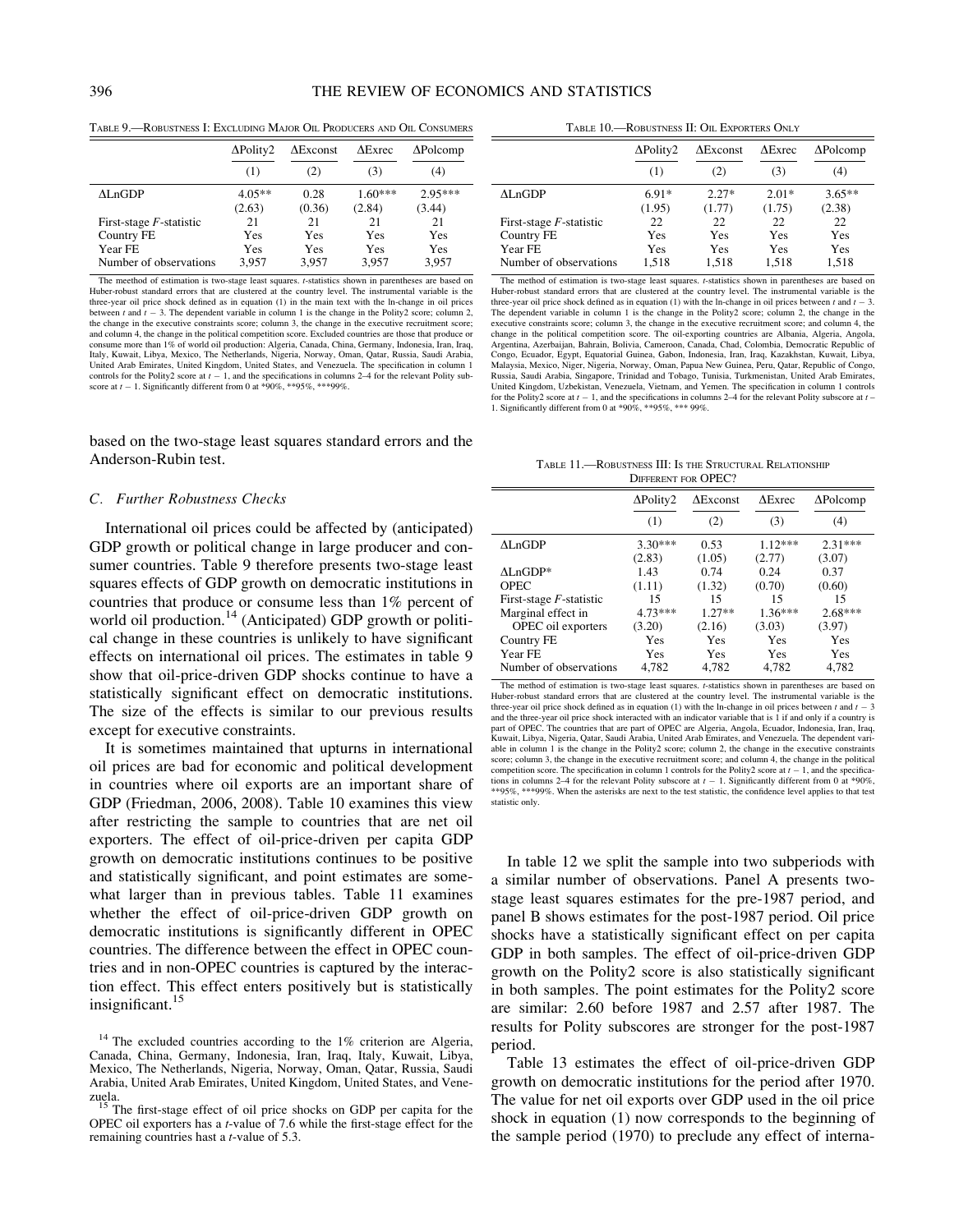Table 9.—Robustness I: Excluding Major Oil Producers and Oil Consumers

| | ΔPolity2 | ΔExconst | ΔExrec | ΔPolcomp |
|---|---|---|---|---|
| | (1) | (2) | (3) | (4) |
| ΔLnGDP | 4.05** | 0.28 | 1.60*** | 2.95*** |
| | (2.63) | (0.36) | (2.84) | (3.44) |
| First-stage $F$-statistic | 21 | 21 | 21 | 21 |
| Country FE | Yes | Yes | Yes | Yes |
| Year FE | Yes | Yes | Yes | Yes |
| Number of observations | 3,957 | 3,957 | 3,957 | 3,957 |

The meethod of estimation is two-stage least squares. $t$-statistics shown in parentheses are based on Huber-robust standard errors that are clustered at the country level. The instrumental variable is the three-year oil price shock defined as in equation (1) in the main text with the ln-change in oil prices between $t$ and $t-3$. The dependent variable in column 1 is the change in the Polity2 score; column 2, the change in the executive constraints score; column 3, the change in the executive recruitment score; and column 4, the change in the political competition score. Excluded countries are those that produce or consume more than 1% of world oil production: Algeria, Canada, China, Germany, Indonesia, Iran, Iraq, Italy, Kuwait, Libya, Mexico, The Netherlands, Nigeria, Norway, Oman, Qatar, Russia, Saudi Arabia, United Arab Emirates, United Kingdom, United States, and Venezuela. The specification in column 1 controls for the Polity2 score at $t-1$, and the specifications in columns 2–4 for the relevant Polity subscore at $t-1$. Significantly different from 0 at *90%, **95%, ***99%.

based on the two-stage least squares standard errors and the Anderson-Rubin test.

### C. Further Robustness Checks

International oil prices could be affected by (anticipated) GDP growth or political change in large producer and consumer countries. Table 9 therefore presents two-stage least squares effects of GDP growth on democratic institutions in countries that produce or consume less than 1% percent of world oil production.[14] (Anticipated) GDP growth or political change in these countries is unlikely to have significant effects on international oil prices. The estimates in table 9 show that oil-price-driven GDP shocks continue to have a statistically significant effect on democratic institutions. The size of the effects is similar to our previous results except for executive constraints.

It is sometimes maintained that upturns in international oil prices are bad for economic and political development in countries where oil exports are an important share of GDP (Friedman, 2006, 2008). Table 10 examines this view after restricting the sample to countries that are net oil exporters. The effect of oil-price-driven per capita GDP growth on democratic institutions continues to be positive and statistically significant, and point estimates are somewhat larger than in previous tables. Table 11 examines whether the effect of oil-price-driven GDP growth on democratic institutions is significantly different in OPEC countries. The difference between the effect in OPEC countries and in non-OPEC countries is captured by the interaction effect. This effect enters positively but is statistically insignificant.[15]

[14] The excluded countries according to the 1% criterion are Algeria, Canada, China, Germany, Indonesia, Iran, Iraq, Italy, Kuwait, Libya, Mexico, The Netherlands, Nigeria, Norway, Oman, Qatar, Russia, Saudi Arabia, United Arab Emirates, United Kingdom, United States, and Venezuela.

[15] The first-stage effect of oil price shocks on GDP per capita for the OPEC oil exporters has a $t$-value of 7.6 while the first-stage effect for the remaining countries hast a $t$-value of 5.3.

Table 10.—Robustness II: Oil Exporters Only

| | ΔPolity2 | ΔExconst | ΔExrec | ΔPolcomp |
|---|---|---|---|---|
| | (1) | (2) | (3) | (4) |
| ΔLnGDP | 6.91* | 2.27* | 2.01* | 3.65** |
| | (1.95) | (1.77) | (1.75) | (2.38) |
| First-stage $F$-statistic | 22 | 22 | 22 | 22 |
| Country FE | Yes | Yes | Yes | Yes |
| Year FE | Yes | Yes | Yes | Yes |
| Number of observations | 1,518 | 1,518 | 1,518 | 1,518 |

The method of estimation is two-stage least squares. $t$-statistics shown in parentheses are based on Huber-robust standard errors that are clustered at the country level. The instrumental variable is the three-year oil price shock defined as in equation (1) with the ln-change in oil prices between $t$ and $t-3$. The dependent variable in column 1 is the change in the Polity2 score; column 2, the change in the executive constraints score; column 3, the change in the executive recruitment score; and column 4, the change in the political competition score. The oil-exporting countries are Albania, Algeria, Angola, Argentina, Azerbaijan, Bahrain, Bolivia, Cameroon, Canada, Chad, Colombia, Democratic Republic of Congo, Ecuador, Egypt, Equatorial Guinea, Gabon, Indonesia, Iran, Iraq, Kazakhstan, Kuwait, Libya, Malaysia, Mexico, Niger, Nigeria, Norway, Oman, Papua New Guinea, Peru, Qatar, Republic of Congo, Russia, Saudi Arabia, Singapore, Trinidad and Tobago, Tunisia, Turkmenistan, United Arab Emirates, United Kingdom, Uzbekistan, Venezuela, Vietnam, and Yemen. The specification in column 1 controls for the Polity2 score at $t-1$, and the specifications in columns 2–4 for the relevant Polity subscore at $t-1$. Significantly different from 0 at *90%, **95%, *** 99%.

Table 11.—Robustness III: Is the Structural Relationship Different for OPEC?

| | ΔPolity2 | ΔExconst | ΔExrec | ΔPolcomp |
|---|---|---|---|---|
| | (1) | (2) | (3) | (4) |
| ΔLnGDP | 3.30*** | 0.53 | 1.12*** | 2.31*** |
| | (2.83) | (1.05) | (2.77) | (3.07) |
| ΔLnGDP* | 1.43 | 0.74 | 0.24 | 0.37 |
| OPEC | (1.11) | (1.32) | (0.70) | (0.60) |
| First-stage $F$-statistic | 15 | 15 | 15 | 15 |
| Marginal effect in | 4.73*** | 1.27** | 1.36*** | 2.68*** |
| OPEC oil exporters | (3.20) | (2.16) | (3.03) | (3.97) |
| Country FE | Yes | Yes | Yes | Yes |
| Year FE | Yes | Yes | Yes | Yes |
| Number of observations | 4,782 | 4,782 | 4,782 | 4,782 |

The method of estimation is two-stage least squares. $t$-statistics shown in parentheses are based on Huber-robust standard errors that are clustered at the country level. The instrumental variable is the three-year oil price shock defined as in equation (1) with the ln-change in oil prices between $t$ and $t-3$ and the three-year oil price shock interacted with an indicator variable that is 1 if and only if a country is part of OPEC. The countries that are part of OPEC are Algeria, Angola, Ecuador, Indonesia, Iran, Iraq, Kuwait, Libya, Nigeria, Qatar, Saudi Arabia, United Arab Emirates, and Venezuela. The dependent variable in column 1 is the change in the Polity2 score; column 2, the change in the executive constraints score; column 3, the change in the executive recruitment score; and column 4, the change in the political competition score. The specification in column 1 controls for the Polity2 score at $t-1$, and the specifications in columns 2–4 for the relevant Polity subscore at $t-1$. Significantly different from 0 at *90%, **95%, ***99%. When the asterisks are next to the test statistic, the confidence level applies to that test statistic only.

In table 12 we split the sample into two subperiods with a similar number of observations. Panel A presents two-stage least squares estimates for the pre-1987 period, and panel B shows estimates for the post-1987 period. Oil price shocks have a statistically significant effect on per capita GDP in both samples. The effect of oil-price-driven GDP growth on the Polity2 score is also statistically significant in both samples. The point estimates for the Polity2 score are similar: 2.60 before 1987 and 2.57 after 1987. The results for Polity subscores are stronger for the post-1987 period.

Table 13 estimates the effect of oil-price-driven GDP growth on democratic institutions for the period after 1970. The value for net oil exports over GDP used in the oil price shock in equation (1) now corresponds to the beginning of the sample period (1970) to preclude any effect of interna-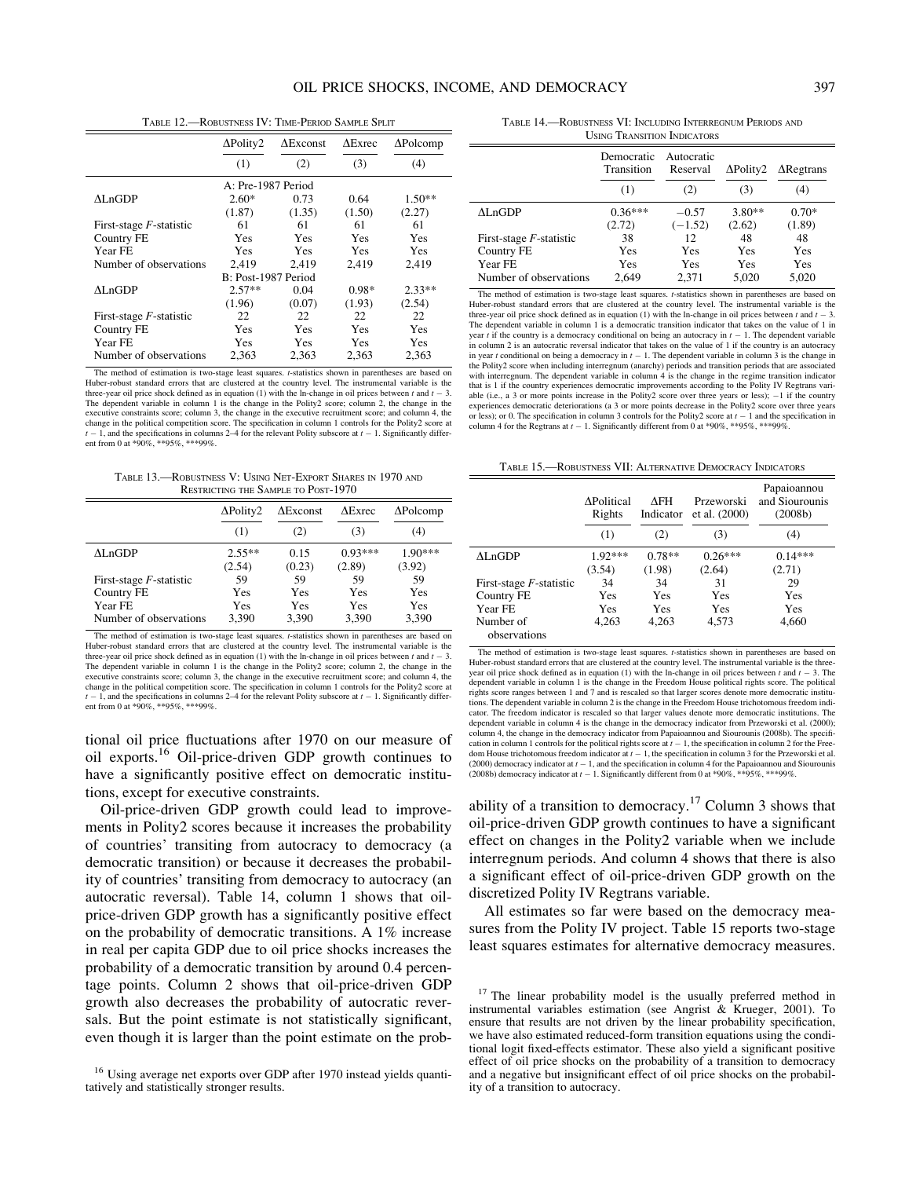Table 12.—Robustness IV: Time-Period Sample Split

| | ΔPolity2 | ΔExconst | ΔExrec | ΔPolcomp |
|---|---|---|---|---|
| | (1) | (2) | (3) | (4) |
| A: Pre-1987 Period | | | | |
| ΔLnGDP | 2.60* | 0.73 | 0.64 | 1.50** |
| | (1.87) | (1.35) | (1.50) | (2.27) |
| First-stage *F*-statistic | 61 | 61 | 61 | 61 |
| Country FE | Yes | Yes | Yes | Yes |
| Year FE | Yes | Yes | Yes | Yes |
| Number of observations | 2,419 | 2,419 | 2,419 | 2,419 |
| B: Post-1987 Period | | | | |
| ΔLnGDP | 2.57** | 0.04 | 0.98* | 2.33** |
| | (1.96) | (0.07) | (1.93) | (2.54) |
| First-stage *F*-statistic | 22 | 22 | 22 | 22 |
| Country FE | Yes | Yes | Yes | Yes |
| Year FE | Yes | Yes | Yes | Yes |
| Number of observations | 2,363 | 2,363 | 2,363 | 2,363 |

The method of estimation is two-stage least squares. *t*-statistics shown in parentheses are based on Huber-robust standard errors that are clustered at the country level. The instrumental variable is the three-year oil price shock defined as in equation (1) with the ln-change in oil prices between $t$ and $t-3$. The dependent variable in column 1 is the change in the Polity2 score; column 2, the change in the executive constraints score; column 3, the change in the executive recruitment score; and column 4, the change in the political competition score. The specification in column 1 controls for the Polity2 score at $t-1$, and the specifications in columns 2–4 for the relevant Polity subscore at $t-1$. Significantly different from 0 at *90%, **95%, ***99%.

Table 13.—Robustness V: Using Net-Export Shares in 1970 and Restricting the Sample to Post-1970

| | ΔPolity2 | ΔExconst | ΔExrec | ΔPolcomp |
|---|---|---|---|---|
| | (1) | (2) | (3) | (4) |
| ΔLnGDP | 2.55** | 0.15 | 0.93*** | 1.90*** |
| | (2.54) | (0.23) | (2.89) | (3.92) |
| First-stage *F*-statistic | 59 | 59 | 59 | 59 |
| Country FE | Yes | Yes | Yes | Yes |
| Year FE | Yes | Yes | Yes | Yes |
| Number of observations | 3,390 | 3,390 | 3,390 | 3,390 |

The method of estimation is two-stage least squares. *t*-statistics shown in parentheses are based on Huber-robust standard errors that are clustered at the country level. The instrumental variable is the three-year oil price shock defined as in equation (1) with the ln-change in oil prices between $t$ and $t-3$. The dependent variable in column 1 is the change in the Polity2 score; column 2, the change in the executive constraints score; column 3, the change in the executive recruitment score; and column 4, the change in the political competition score. The specification in column 1 controls for the Polity2 score at $t-1$, and the specifications in columns 2–4 for the relevant Polity subscore at $t-1$. Significantly different from 0 at *90%, **95%, ***99%.

tional oil price fluctuations after 1970 on our measure of oil exports.[16] Oil-price-driven GDP growth continues to have a significantly positive effect on democratic institutions, except for executive constraints.

Oil-price-driven GDP growth could lead to improvements in Polity2 scores because it increases the probability of countries' transiting from autocracy to democracy (a democratic transition) or because it decreases the probability of countries' transiting from democracy to autocracy (an autocratic reversal). Table 14, column 1 shows that oil-price-driven GDP growth has a significantly positive effect on the probability of democratic transitions. A 1% increase in real per capita GDP due to oil price shocks increases the probability of a democratic transition by around 0.4 percentage points. Column 2 shows that oil-price-driven GDP growth also decreases the probability of autocratic reversals. But the point estimate is not statistically significant, even though it is larger than the point estimate on the probability of a transition to democracy.[17] Column 3 shows that oil-price-driven GDP growth continues to have a significant effect on changes in the Polity2 variable when we include interregnum periods. And column 4 shows that there is also a significant effect of oil-price-driven GDP growth on the discretized Polity IV Regtrans variable.

All estimates so far were based on the democracy measures from the Polity IV project. Table 15 reports two-stage least squares estimates for alternative democracy measures.

[16] Using average net exports over GDP after 1970 instead yields quantitatively and statistically stronger results.

[17] The linear probability model is the usually preferred method in instrumental variables estimation (see Angrist & Krueger, 2001). To ensure that results are not driven by the linear probability specification, we have also estimated reduced-form transition equations using the conditional logit fixed-effects estimator. These also yield a significant positive effect of oil price shocks on the probability of a transition to democracy and a negative but insignificant effect of oil price shocks on the probability of a transition to autocracy.

Table 14.—Robustness VI: Including Interregnum Periods and Using Transition Indicators

| | Democratic Transition | Autocratic Reserval | ΔPolity2 | ΔRegtrans |
|---|---|---|---|---|
| | (1) | (2) | (3) | (4) |
| ΔLnGDP | 0.36*** | −0.57 | 3.80** | 0.70* |
| | (2.72) | (−1.52) | (2.62) | (1.89) |
| First-stage *F*-statistic | 38 | 12 | 48 | 48 |
| Country FE | Yes | Yes | Yes | Yes |
| Year FE | Yes | Yes | Yes | Yes |
| Number of observations | 2,649 | 2,371 | 5,020 | 5,020 |

The method of estimation is two-stage least squares. *t*-statistics shown in parentheses are based on Huber-robust standard errors that are clustered at the country level. The instrumental variable is the three-year oil price shock defined as in equation (1) with the ln-change in oil prices between $t$ and $t-3$. The dependent variable in column 1 is a democratic transition indicator that takes on the value of 1 in year $t$ if the country is a democracy conditional on being an autocracy in $t-1$. The dependent variable in column 2 is an autocratic reversal indicator that takes on the value of 1 if the country is an autocracy in year $t$ conditional on being a democracy in $t-1$. The dependent variable in column 3 is the change in the Polity2 score when including interregnum (anarchy) periods and transition periods that are associated with interregnum. The dependent variable in column 4 is the change in the regime transition indicator that is 1 if the country experiences democratic improvements according to the Polity IV Regtrans variable (i.e., a 3 or more points increase in the Polity2 score over three years or less); −1 if the country experiences democratic deteriorations (a 3 or more points decrease in the Polity2 score over three years or less); or 0. The specification in column 3 controls for the Polity2 score at $t-1$ and the specification in column 4 for the Regtrans at $t-1$. Significantly different from 0 at *90%, **95%, ***99%.

Table 15.—Robustness VII: Alternative Democracy Indicators

| | ΔPolitical Rights | ΔFH Indicator | Przeworski et al. (2000) | Papaioannou and Siourounis (2008b) |
|---|---|---|---|---|
| | (1) | (2) | (3) | (4) |
| ΔLnGDP | 1.92*** | 0.78** | 0.26*** | 0.14*** |
| | (3.54) | (1.98) | (2.64) | (2.71) |
| First-stage *F*-statistic | 34 | 34 | 31 | 29 |
| Country FE | Yes | Yes | Yes | Yes |
| Year FE | Yes | Yes | Yes | Yes |
| Number of observations | 4,263 | 4,263 | 4,573 | 4,660 |

The method of estimation is two-stage least squares. *t*-statistics shown in parentheses are based on Huber-robust standard errors that are clustered at the country level. The instrumental variable is the three-year oil price shock defined as in equation (1) with the ln-change in oil prices between $t$ and $t-3$. The dependent variable in column 1 is the change in the Freedom House political rights score. The political rights score ranges between 1 and 7 and is rescaled so that larger scores denote more democratic institutions. The dependent variable in column 2 is the change in the Freedom House trichotomous freedom indicator. The freedom indicator is rescaled so that larger values denote more democratic institutions. The dependent variable in column 4 is the change in the democracy indicator from Przeworski et al. (2000); column 4, the change in the democracy indicator from Papaioannou and Siourounis (2008b). The specification in column 1 controls for the political rights score at $t-1$, the specification in column 2 for the Freedom House trichotomous freedom indicator at $t-1$, the specification in column 3 for the Przeworski et al. (2000) democracy indicator at $t-1$, and the specification in column 4 for the Papaioannou and Siourounis (2008b) democracy indicator at $t-1$. Significantly different from 0 at *90%, **95%, ***99%.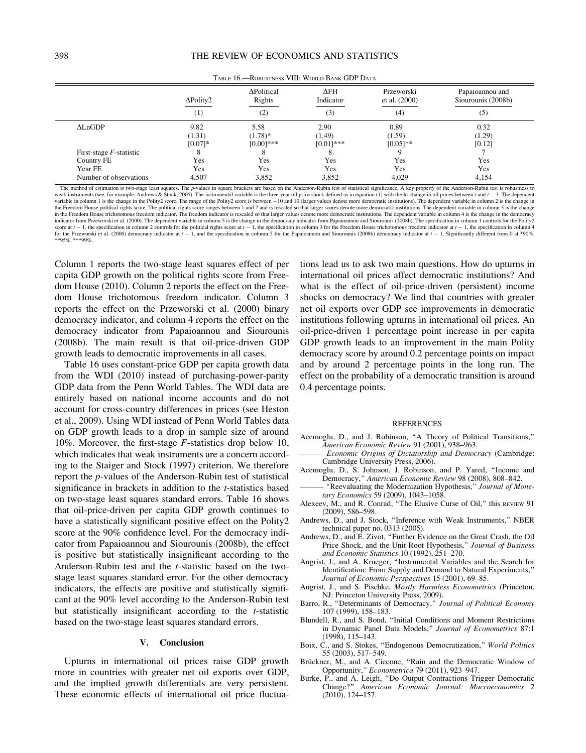TABLE 16.—ROBUSTNESS VIII: WORLD BANK GDP DATA

| | ΔPolity2 | ΔPolitical Rights | ΔFH Indicator | Przeworski et al. (2000) | Papaioannou and Siourounis (2008b) |
|---|---|---|---|---|---|
| | (1) | (2) | (3) | (4) | (5) |
| ΔLnGDP | 9.82 | 5.58 | 2.90 | 0.89 | 0.32 |
| | (1.31) | (1.78)* | (1.49) | (1.59) | (1.29) |
| | [0.07]* | [0.00]*** | [0.01]*** | [0.05]** | [0.12] |
| First-stage $F$-statistic | 8 | 8 | 8 | 9 | 7 |
| Country FE | Yes | Yes | Yes | Yes | Yes |
| Year FE | Yes | Yes | Yes | Yes | Yes |
| Number of observations | 4,507 | 3,852 | 3,852 | 4,029 | 4,154 |

The method of estimation is two-stage least squares. The $p$-values in square brackets are based on the Anderson-Rubin test of statistical significance. A key property of the Anderson-Rubin test is robustness to weak instruments (see, for example, Andrews & Stock, 2005). The instrumental variable is the three-year oil price shock defined as in equation (1) with the ln-change in oil prices between $t$ and $t-3$. The dependent variable in column 1 is the change in the Polity2 score. The range of the Polity2 score is between −10 and 10 (larger values denote more democratic institutions). The dependent variable in column 2 is the change in the Freedom House political rights score. The political rights score ranges between 1 and 7 and is rescaled so that larger scores denote more democratic institutions. The dependent variable in column 3 is the change in the Freedom House trichotomous freedom indicator. The freedom indicator is rescaled so that larger values denote more democratic institutions. The dependent variable in column 4 is the change in the democracy indicator from Przeworski et al. (2000). The dependent variable in column 5 is the change in the democracy indicator from Papaioannou and Siourounis (2008b). The specification in column 1 controls for the Polity2 score at $t-1$, the specification in column 2 controls for the political rights score at $t-1$, the specification in column 3 for the Freedom House trichotomous freedom indicator at $t-1$, the specification in column 4 for the Przeworski et al. (2000) democracy indicator at $t-1$, and the specification in column 5 for the Papaioannou and Siourounis (2008b) democracy indicator at $t-1$. Significantly different from 0 at *90%, **95%, ***99%.

Column 1 reports the two-stage least squares effect of per capita GDP growth on the political rights score from Freedom House (2010). Column 2 reports the effect on the Freedom House trichotomous freedom indicator. Column 3 reports the effect on the Przeworski et al. (2000) binary democracy indicator, and column 4 reports the effect on the democracy indicator from Papaioannou and Siourounis (2008b). The main result is that oil-price-driven GDP growth leads to democratic improvements in all cases.

Table 16 uses constant-price GDP per capita growth data from the WDI (2010) instead of purchasing-power-parity GDP data from the Penn World Tables. The WDI data are entirely based on national income accounts and do not account for cross-country differences in prices (see Heston et al., 2009). Using WDI instead of Penn World Tables data on GDP growth leads to a drop in sample size of around 10%. Moreover, the first-stage $F$-statistics drop below 10, which indicates that weak instruments are a concern according to the Staiger and Stock (1997) criterion. We therefore report the $p$-values of the Anderson-Rubin test of statistical significance in brackets in addition to the $t$-statistics based on two-stage least squares standard errors. Table 16 shows that oil-price-driven per capita GDP growth continues to have a statistically significant positive effect on the Polity2 score at the 90% confidence level. For the democracy indicator from Papaioannou and Siourounis (2008b), the effect is positive but statistically insignificant according to the Anderson-Rubin test and the $t$-statistic based on the two-stage least squares standard error. For the other democracy indicators, the effects are positive and statistically significant at the 90% level according to the Anderson-Rubin test but statistically insignificant according to the $t$-statistic based on the two-stage least squares standard errors.

## V. Conclusion

Upturns in international oil prices raise GDP growth more in countries with greater net oil exports over GDP, and the implied growth differentials are very persistent. These economic effects of international oil price fluctuations lead us to ask two main questions. How do upturns in international oil prices affect democratic institutions? And what is the effect of oil-price-driven (persistent) income shocks on democracy? We find that countries with greater net oil exports over GDP see improvements in democratic institutions following upturns in international oil prices. An oil-price-driven 1 percentage point increase in per capita GDP growth leads to an improvement in the main Polity democracy score by around 0.2 percentage points on impact and by around 2 percentage points in the long run. The effect on the probability of a democratic transition is around 0.4 percentage points.

### REFERENCES

Acemoglu, D., and J. Robinson, "A Theory of Political Transitions," *American Economic Review* 91 (2001), 938–963.

——— *Economic Origins of Dictatorship and Democracy* (Cambridge: Cambridge University Press, 2006).

Acemoglu, D., S. Johnson, J. Robinson, and P. Yared, "Income and Democracy," *American Economic Review* 98 (2008), 808–842.

——— "Reevaluating the Modernization Hypothesis," *Journal of Monetary Economics* 59 (2009), 1043–1058.

Alexeev, M., and R. Conrad, "The Elusive Curse of Oil," this REVIEW 91 (2009), 586–598.

Andrews, D., and J. Stock, "Inference with Weak Instruments," NBER technical paper no. 0313 (2005).

Andrews, D., and E. Zivot, "Further Evidence on the Great Crash, the Oil Price Shock, and the Unit-Root Hypothesis," *Journal of Business and Economic Statistics* 10 (1992), 251–270.

Angrist, J., and A. Krueger, "Instrumental Variables and the Search for Identification: From Supply and Demand to Natural Experiments," *Journal of Economic Perspectives* 15 (2001), 69–85.

Angrist, J., and S. Pischke, *Mostly Harmless Econometrics* (Princeton, NJ: Princeton University Press, 2009).

Barro, R., "Determinants of Democracy," *Journal of Political Economy* 107 (1999), 158–183.

Blundell, R., and S. Bond, "Initial Conditions and Moment Restrictions in Dynamic Panel Data Models," *Journal of Econometrics* 87:1 (1998), 115–143.

Boix, C., and S. Stokes, "Endogenous Democratization," *World Politics* 55 (2003), 517–549.

Brückner, M., and A. Ciccone, "Rain and the Democratic Window of Opportunity," *Econometrica* 79 (2011), 923–947.

Burke, P., and A. Leigh, "Do Output Contractions Trigger Democratic Change?" *American Economic Journal: Macroeconomics* 2 (2010), 124–157.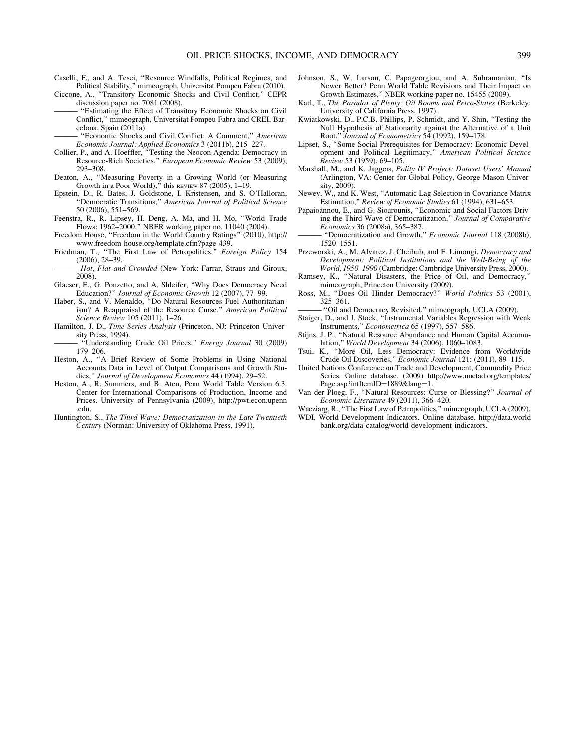Caselli, F., and A. Tesei, "Resource Windfalls, Political Regimes, and Political Stability," mimeograph, Universitat Pompeu Fabra (2010).

Ciccone, A., "Transitory Economic Shocks and Civil Conflict," CEPR discussion paper no. 7081 (2008).

——— "Estimating the Effect of Transitory Economic Shocks on Civil Conflict," mimeograph, Universitat Pompeu Fabra and CREI, Barcelona, Spain (2011a).

——— "Economic Shocks and Civil Conflict: A Comment," *American Economic Journal: Applied Economics* 3 (2011b), 215–227.

Collier, P., and A. Hoeffler, "Testing the Neocon Agenda: Democracy in Resource-Rich Societies," *European Economic Review* 53 (2009), 293–308.

Deaton, A., "Measuring Poverty in a Growing World (or Measuring Growth in a Poor World)," this REVIEW 87 (2005), 1–19.

Epstein, D., R. Bates, J. Goldstone, I. Kristensen, and S. O'Halloran, "Democratic Transitions," *American Journal of Political Science* 50 (2006), 551–569.

Feenstra, R., R. Lipsey, H. Deng, A. Ma, and H. Mo, "World Trade Flows: 1962–2000," NBER working paper no. 11040 (2004).

Freedom House, "Freedom in the World Country Ratings" (2010), http://www.freedom-house.org/template.cfm?page-439.

Friedman, T., "The First Law of Petropolitics," *Foreign Policy* 154 (2006), 28–39.

——— *Hot, Flat and Crowded* (New York: Farrar, Straus and Giroux, 2008).

Glaeser, E., G. Ponzetto, and A. Shleifer, "Why Does Democracy Need Education?" *Journal of Economic Growth* 12 (2007), 77–99.

Haber, S., and V. Menaldo, "Do Natural Resources Fuel Authoritarianism? A Reappraisal of the Resource Curse," *American Political Science Review* 105 (2011), 1–26.

Hamilton, J. D., *Time Series Analysis* (Princeton, NJ: Princeton University Press, 1994).

——— "Understanding Crude Oil Prices," *Energy Journal* 30 (2009) 179–206.

Heston, A., "A Brief Review of Some Problems in Using National Accounts Data in Level of Output Comparisons and Growth Studies," *Journal of Development Economics* 44 (1994), 29–52.

Heston, A., R. Summers, and B. Aten, Penn World Table Version 6.3. Center for International Comparisons of Production, Income and Prices. University of Pennsylvania (2009), http://pwt.econ.upenn.edu.

Huntington, S., *The Third Wave: Democratization in the Late Twentieth Century* (Norman: University of Oklahoma Press, 1991).

Johnson, S., W. Larson, C. Papageorgiou, and A. Subramanian, "Is Newer Better? Penn World Table Revisions and Their Impact on Growth Estimates," NBER working paper no. 15455 (2009).

Karl, T., *The Paradox of Plenty: Oil Booms and Petro-States* (Berkeley: University of California Press, 1997).

Kwiatkowski, D., P.C.B. Phillips, P. Schmidt, and Y. Shin, "Testing the Null Hypothesis of Stationarity against the Alternative of a Unit Root," *Journal of Econometrics* 54 (1992), 159–178.

Lipset, S., "Some Social Prerequisites for Democracy: Economic Development and Political Legitimacy," *American Political Science Review* 53 (1959), 69–105.

Marshall, M., and K. Jaggers, *Polity IV Project: Dataset Users' Manual* (Arlington, VA: Center for Global Policy, George Mason University, 2009).

Newey, W., and K. West, "Automatic Lag Selection in Covariance Matrix Estimation," *Review of Economic Studies* 61 (1994), 631–653.

Papaioannou, E., and G. Siourounis, "Economic and Social Factors Driving the Third Wave of Democratization," *Journal of Comparative Economics* 36 (2008a), 365–387.

——— "Democratization and Growth," *Economic Journal* 118 (2008b), 1520–1551.

Przeworski, A., M. Alvarez, J. Cheibub, and F. Limongi, *Democracy and Development: Political Institutions and the Well-Being of the World, 1950–1990* (Cambridge: Cambridge University Press, 2000).

Ramsey, K., "Natural Disasters, the Price of Oil, and Democracy," mimeograph, Princeton University (2009).

Ross, M., "Does Oil Hinder Democracy?" *World Politics* 53 (2001), 325–361.

——— "Oil and Democracy Revisited," mimeograph, UCLA (2009).

Staiger, D., and J. Stock, "Instrumental Variables Regression with Weak Instruments," *Econometrica* 65 (1997), 557–586.

Stijns, J. P., "Natural Resource Abundance and Human Capital Accumulation," *World Development* 34 (2006), 1060–1083.

Tsui, K., "More Oil, Less Democracy: Evidence from Worldwide Crude Oil Discoveries," *Economic Journal* 121: (2011), 89–115.

United Nations Conference on Trade and Development, Commodity Price Series. Online database. (2009) http://www.unctad.org/templates/Page.asp?intItemID=1889&lang=1.

Van der Ploeg, F., "Natural Resources: Curse or Blessing?" *Journal of Economic Literature* 49 (2011), 366–420.

Wacziarg, R., "The First Law of Petropolitics," mimeograph, UCLA (2009).

WDI, World Development Indicators. Online database. http://data.worldbank.org/data-catalog/world-development-indicators.